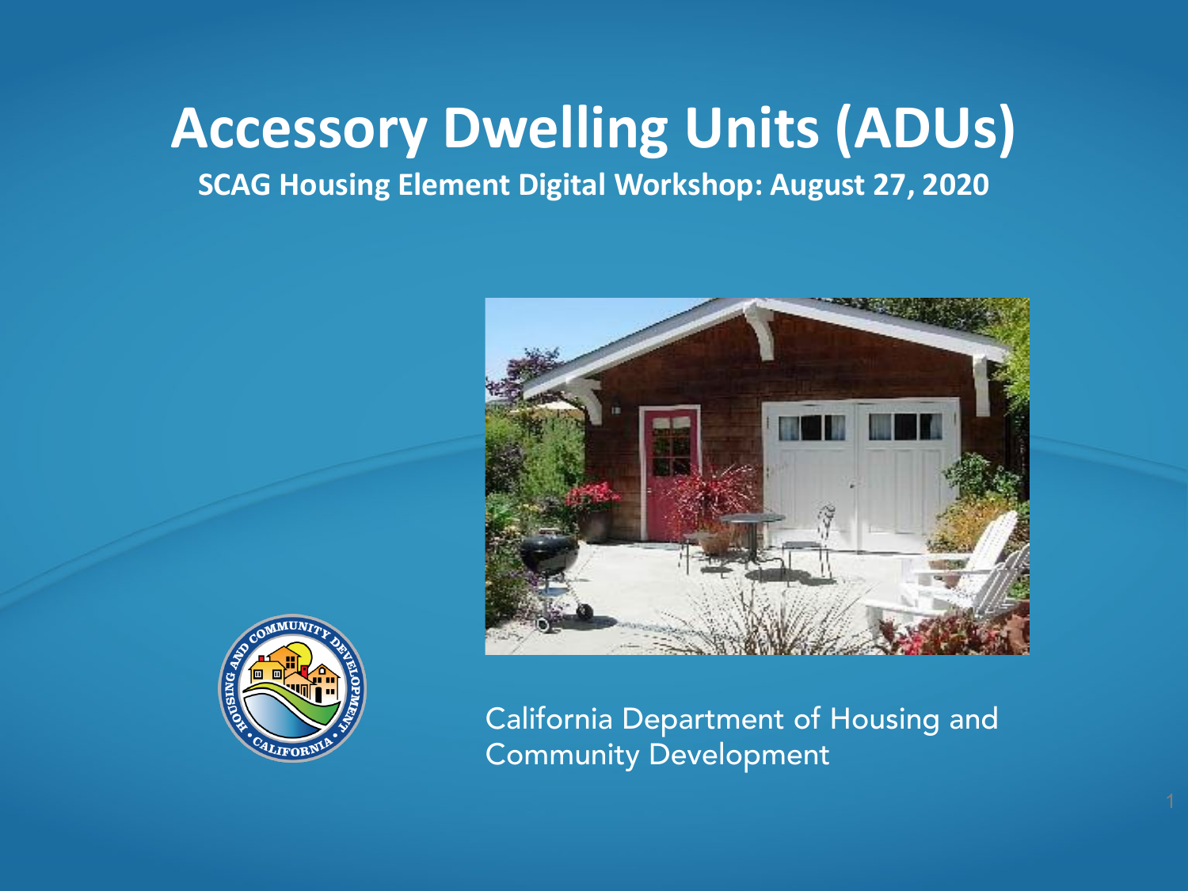# Accessory Dwelling Units (ADUs)

**SCAG Housing Element Digital Workshop: August 27, 2020**

California Department of Housing and Community Development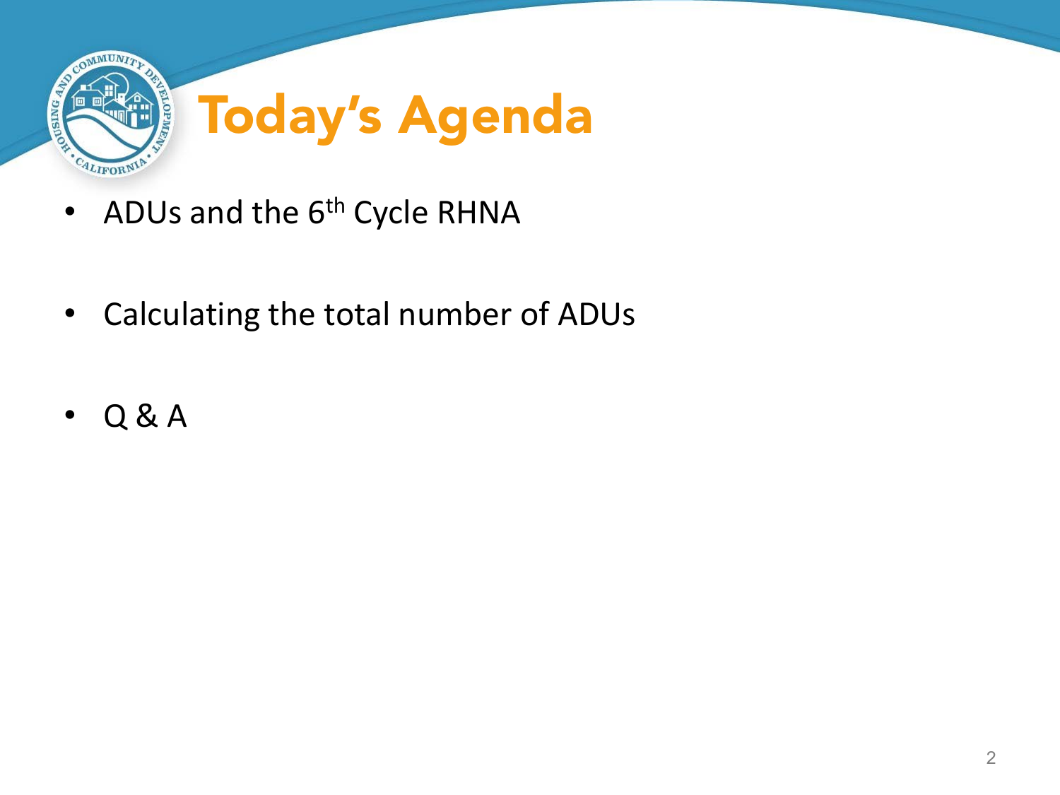# Today's Agenda

- ADUs and the $6^{th}$ Cycle RHNA
- Calculating the total number of ADUs
- Q & A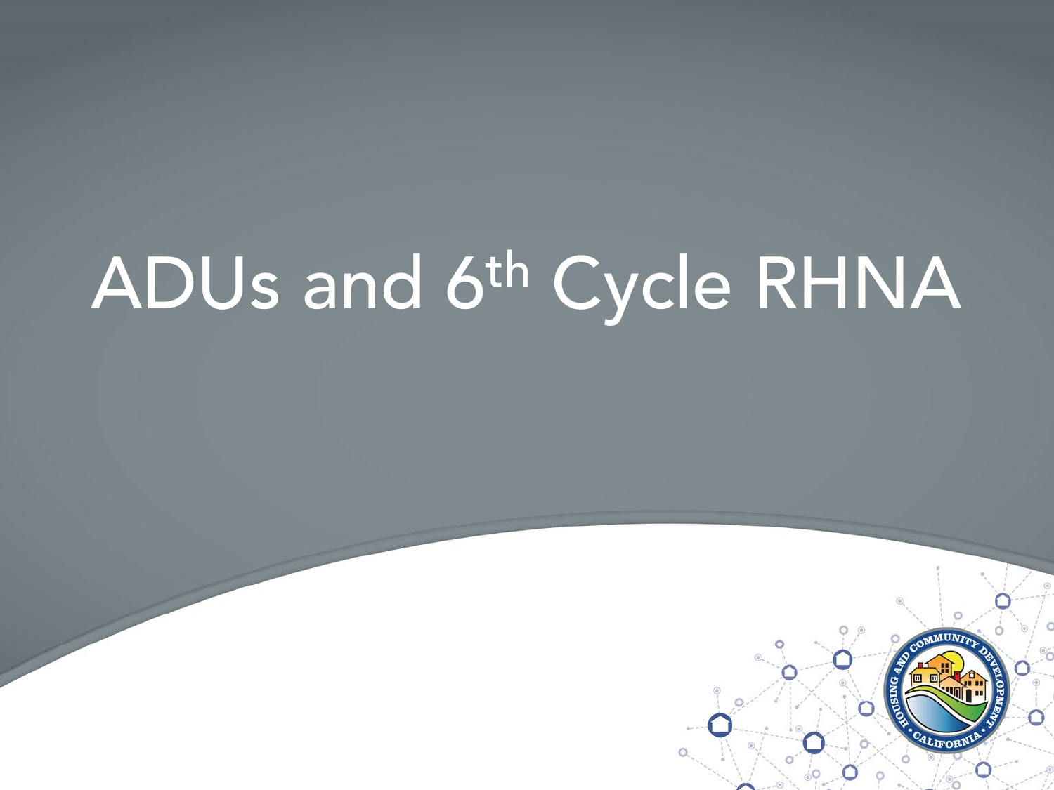# ADUs and 6th Cycle RHNA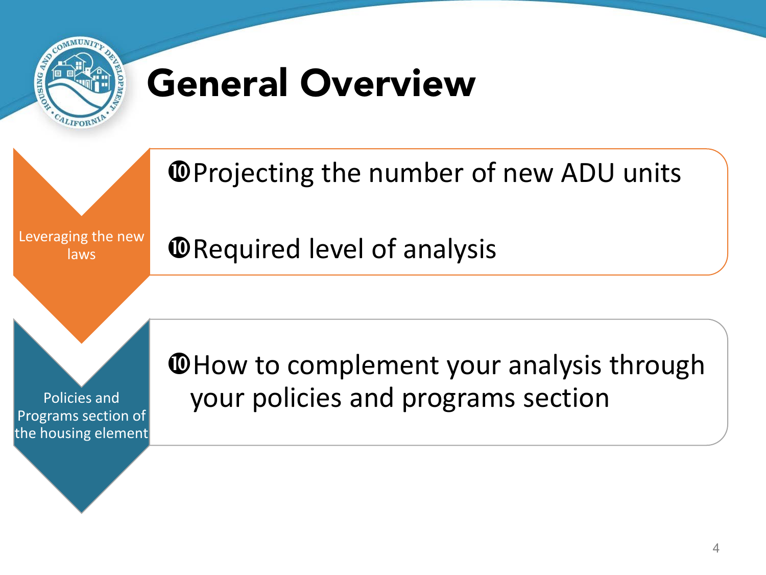# General Overview

**Leveraging the new laws**

- Projecting the number of new ADU units
- Required level of analysis

**Policies and Programs section of the housing element**

- How to complement your analysis through your policies and programs section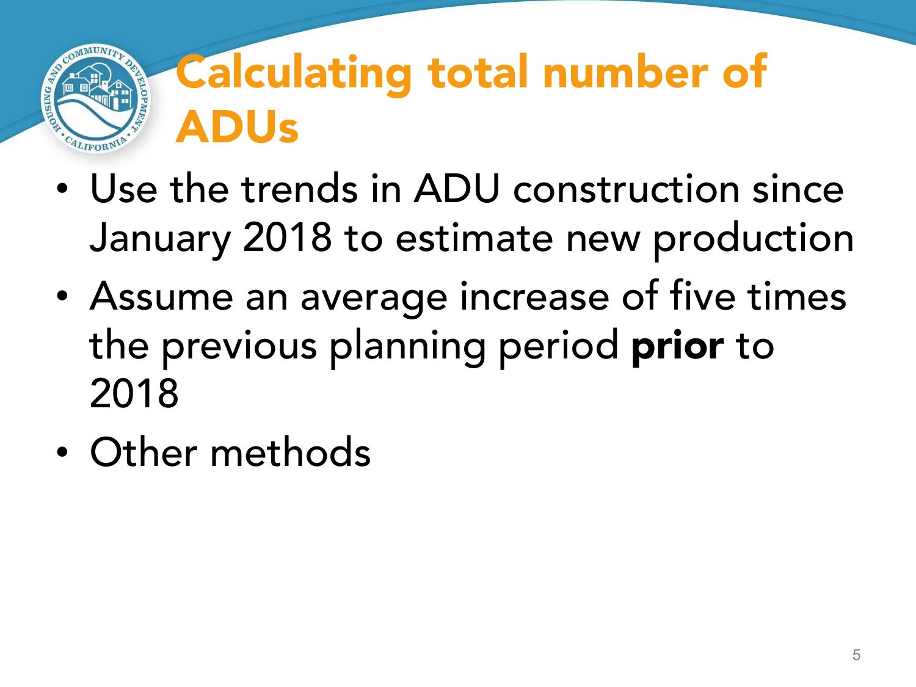# Calculating total number of ADUs

- Use the trends in ADU construction since January 2018 to estimate new production
- Assume an average increase of five times the previous planning period **prior** to 2018
- Other methods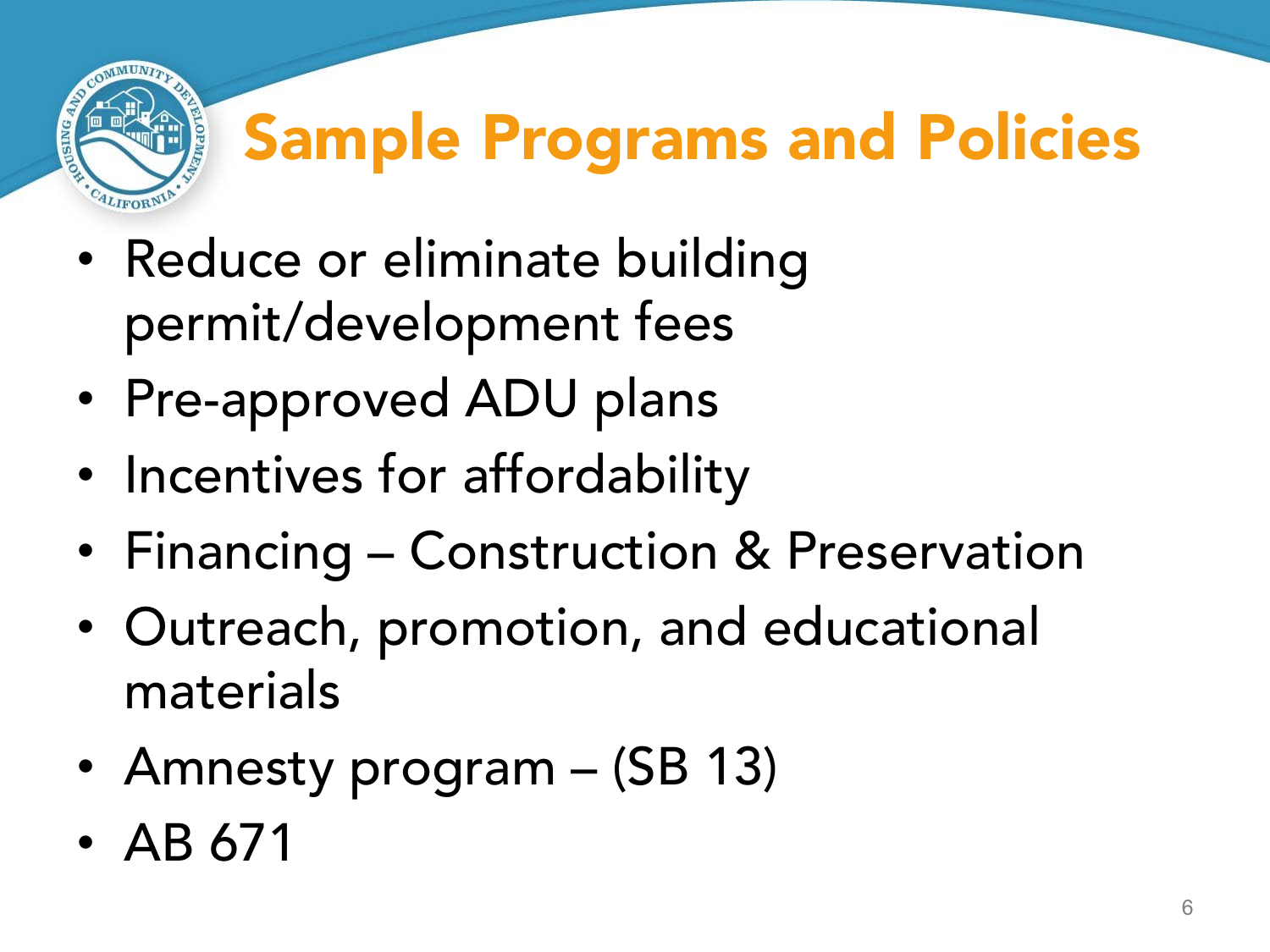# Sample Programs and Policies

- Reduce or eliminate building permit/development fees
- Pre-approved ADU plans
- Incentives for affordability
- Financing – Construction & Preservation
- Outreach, promotion, and educational materials
- Amnesty program – (SB 13)
- AB 671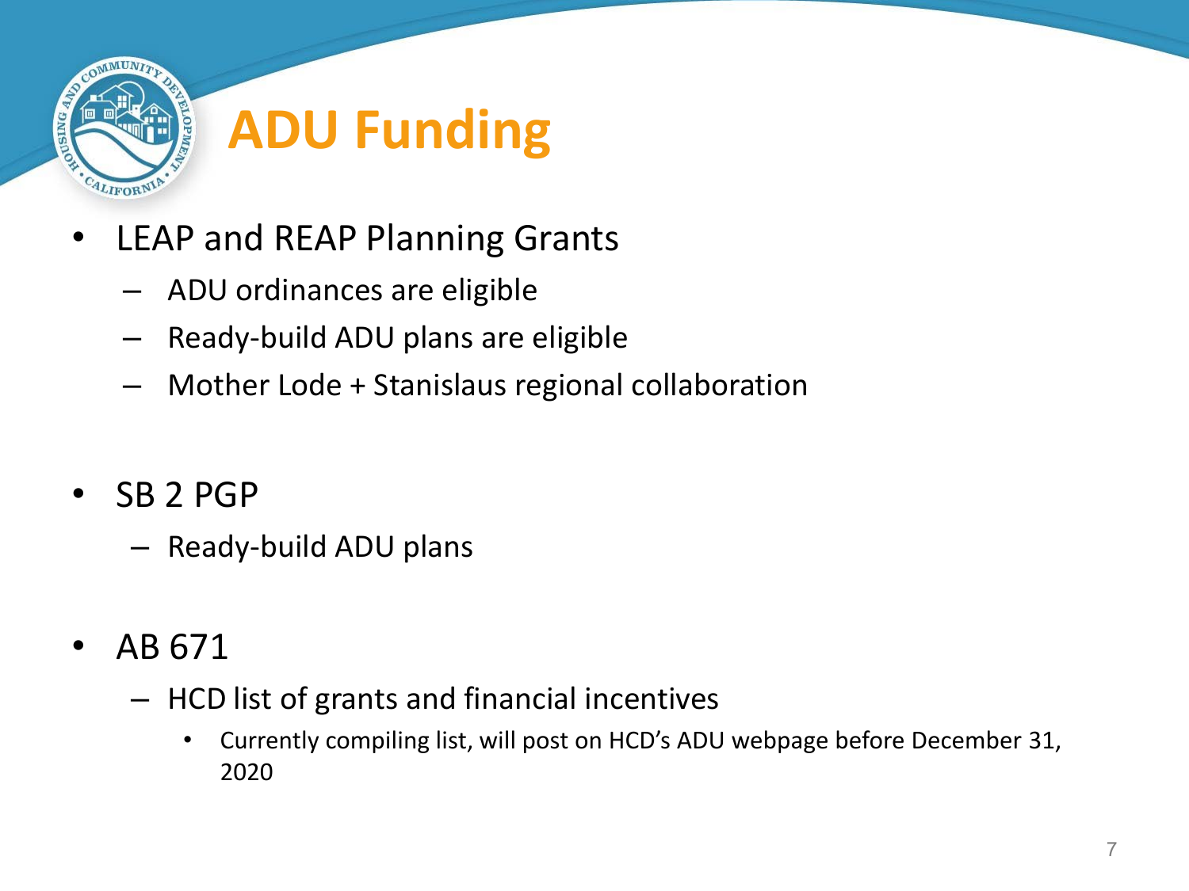# ADU Funding

- LEAP and REAP Planning Grants
  - ADU ordinances are eligible
  - Ready-build ADU plans are eligible
  - Mother Lode + Stanislaus regional collaboration

- SB 2 PGP
  - Ready-build ADU plans

- AB 671
  - HCD list of grants and financial incentives
    - Currently compiling list, will post on HCD's ADU webpage before December 31, 2020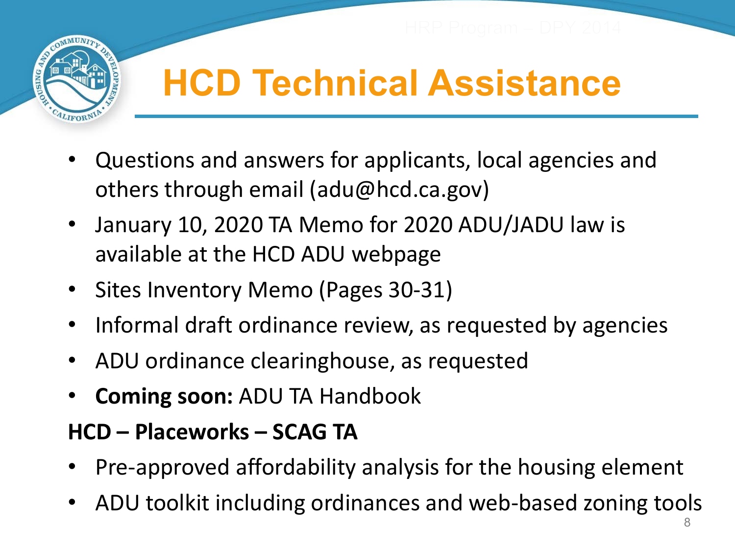# HCD Technical Assistance

- Questions and answers for applicants, local agencies and others through email (adu@hcd.ca.gov)
- January 10, 2020 TA Memo for 2020 ADU/JADU law is available at the HCD ADU webpage
- Sites Inventory Memo (Pages 30-31)
- Informal draft ordinance review, as requested by agencies
- ADU ordinance clearinghouse, as requested
- **Coming soon:** ADU TA Handbook

**HCD – Placeworks – SCAG TA**

- Pre-approved affordability analysis for the housing element
- ADU toolkit including ordinances and web-based zoning tools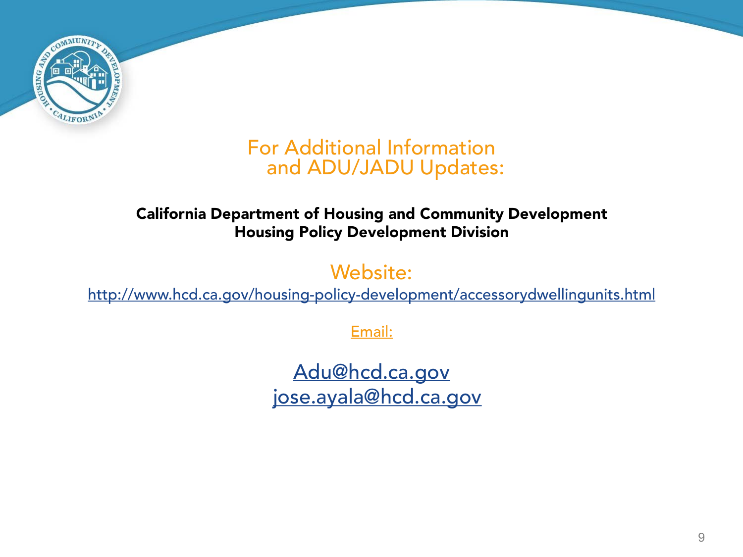# For Additional Information and ADU/JADU Updates:

**California Department of Housing and Community Development**
**Housing Policy Development Division**

## Website:

http://www.hcd.ca.gov/housing-policy-development/accessorydwellingunits.html

## Email:

Adu@hcd.ca.gov
jose.ayala@hcd.ca.gov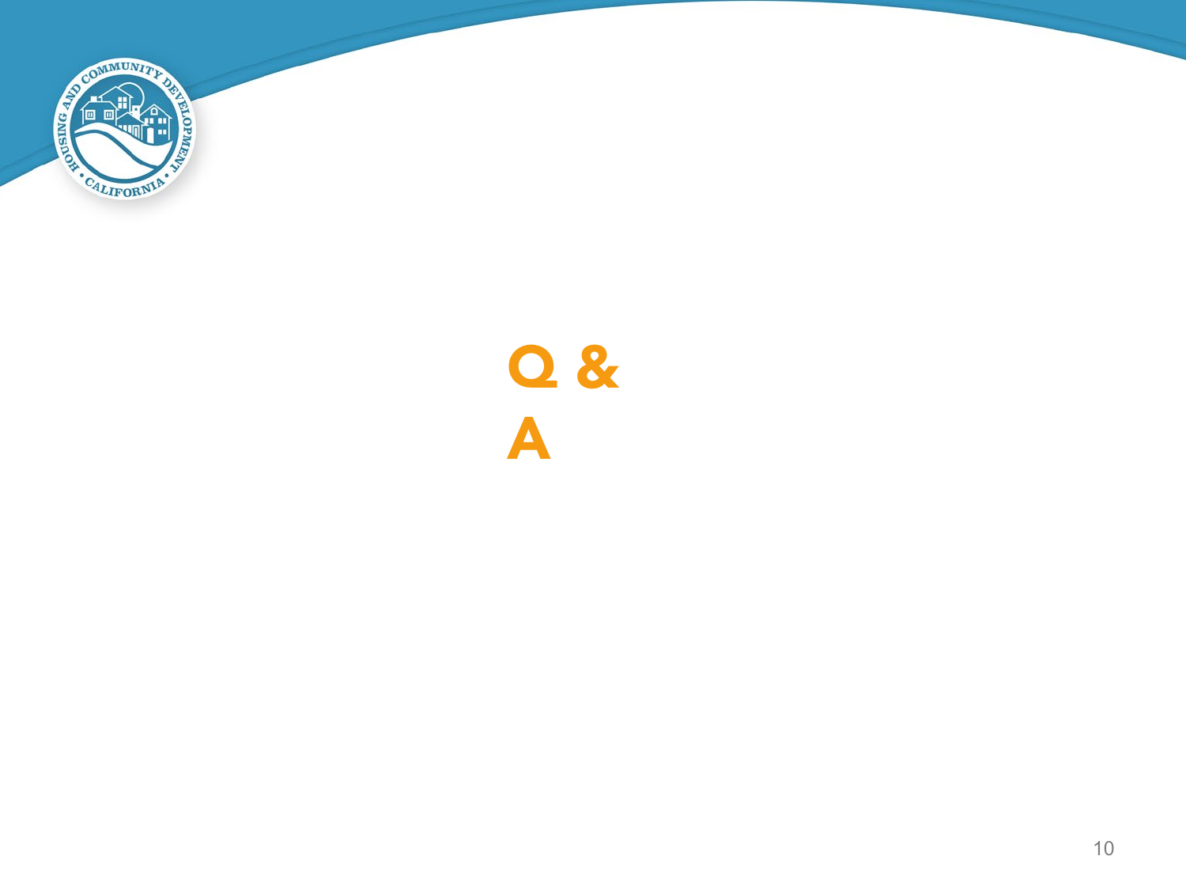# Q & A